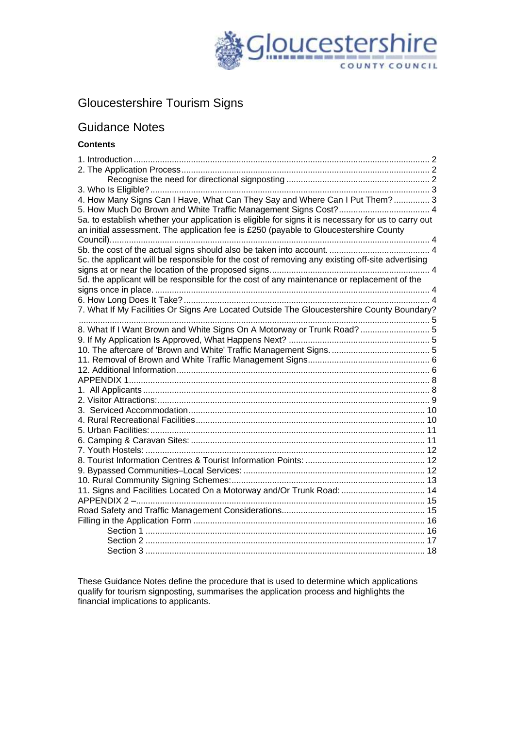# Gloucestershire Tourism Signs

## Guidance Notes

**Contents**

1. Introduction ..... 2
2. The Application Process ..... 2
   - Recognise the need for directional signposting ..... 2
3. Who Is Eligible? ..... 3
4. How Many Signs Can I Have, What Can They Say and Where Can I Put Them? ..... 3
5. How Much Do Brown and White Traffic Management Signs Cost? ..... 4

5a. to establish whether your application is eligible for signs it is necessary for us to carry out an initial assessment. The application fee is £250 (payable to Gloucestershire County Council). ..... 4

5b. the cost of the actual signs should also be taken into account. ..... 4

5c. the applicant will be responsible for the cost of removing any existing off-site advertising signs at or near the location of the proposed signs. ..... 4

5d. the applicant will be responsible for the cost of any maintenance or replacement of the signs once in place. ..... 4

6. How Long Does It Take? ..... 4
7. What If My Facilities Or Signs Are Located Outside The Gloucestershire County Boundary? ..... 5
8. What If I Want Brown and White Signs On A Motorway or Trunk Road? ..... 5
9. If My Application Is Approved, What Happens Next? ..... 5
10. The aftercare of 'Brown and White' Traffic Management Signs. ..... 5
11. Removal of Brown and White Traffic Management Signs ..... 6
12. Additional Information ..... 6

APPENDIX 1 ..... 8

1. All Applicants ..... 8
2. Visitor Attractions: ..... 9
3. Serviced Accommodation ..... 10
4. Rural Recreational Facilities ..... 10
5. Urban Facilities: ..... 11
6. Camping & Caravan Sites: ..... 11
7. Youth Hostels: ..... 12
8. Tourist Information Centres & Tourist Information Points: ..... 12
9. Bypassed Communities–Local Services: ..... 12
10. Rural Community Signing Schemes: ..... 13
11. Signs and Facilities Located On a Motorway and/Or Trunk Road: ..... 14

APPENDIX 2 – ..... 15

Road Safety and Traffic Management Considerations ..... 15

Filling in the Application Form ..... 16

- Section 1 ..... 16
- Section 2 ..... 17
- Section 3 ..... 18

These Guidance Notes define the procedure that is used to determine which applications qualify for tourism signposting, summarises the application process and highlights the financial implications to applicants.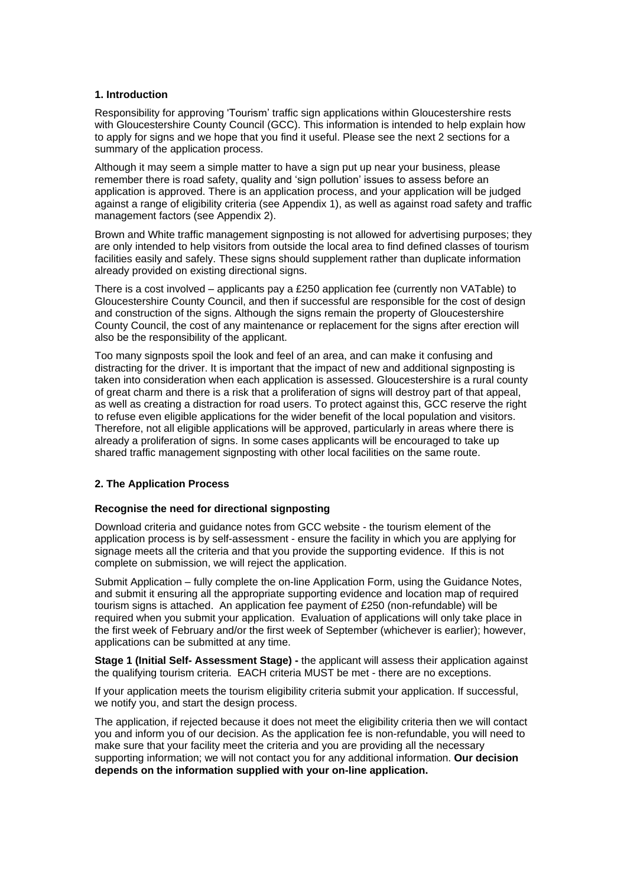## 1. Introduction

Responsibility for approving 'Tourism' traffic sign applications within Gloucestershire rests with Gloucestershire County Council (GCC). This information is intended to help explain how to apply for signs and we hope that you find it useful. Please see the next 2 sections for a summary of the application process.

Although it may seem a simple matter to have a sign put up near your business, please remember there is road safety, quality and 'sign pollution' issues to assess before an application is approved. There is an application process, and your application will be judged against a range of eligibility criteria (see Appendix 1), as well as against road safety and traffic management factors (see Appendix 2).

Brown and White traffic management signposting is not allowed for advertising purposes; they are only intended to help visitors from outside the local area to find defined classes of tourism facilities easily and safely. These signs should supplement rather than duplicate information already provided on existing directional signs.

There is a cost involved – applicants pay a £250 application fee (currently non VATable) to Gloucestershire County Council, and then if successful are responsible for the cost of design and construction of the signs. Although the signs remain the property of Gloucestershire County Council, the cost of any maintenance or replacement for the signs after erection will also be the responsibility of the applicant.

Too many signposts spoil the look and feel of an area, and can make it confusing and distracting for the driver. It is important that the impact of new and additional signposting is taken into consideration when each application is assessed. Gloucestershire is a rural county of great charm and there is a risk that a proliferation of signs will destroy part of that appeal, as well as creating a distraction for road users. To protect against this, GCC reserve the right to refuse even eligible applications for the wider benefit of the local population and visitors. Therefore, not all eligible applications will be approved, particularly in areas where there is already a proliferation of signs. In some cases applicants will be encouraged to take up shared traffic management signposting with other local facilities on the same route.

## 2. The Application Process

### Recognise the need for directional signposting

Download criteria and guidance notes from GCC website - the tourism element of the application process is by self-assessment - ensure the facility in which you are applying for signage meets all the criteria and that you provide the supporting evidence. If this is not complete on submission, we will reject the application.

Submit Application – fully complete the on-line Application Form, using the Guidance Notes, and submit it ensuring all the appropriate supporting evidence and location map of required tourism signs is attached. An application fee payment of £250 (non-refundable) will be required when you submit your application. Evaluation of applications will only take place in the first week of February and/or the first week of September (whichever is earlier); however, applications can be submitted at any time.

**Stage 1 (Initial Self- Assessment Stage) -** the applicant will assess their application against the qualifying tourism criteria. EACH criteria MUST be met - there are no exceptions.

If your application meets the tourism eligibility criteria submit your application. If successful, we notify you, and start the design process.

The application, if rejected because it does not meet the eligibility criteria then we will contact you and inform you of our decision. As the application fee is non-refundable, you will need to make sure that your facility meet the criteria and you are providing all the necessary supporting information; we will not contact you for any additional information. **Our decision depends on the information supplied with your on-line application.**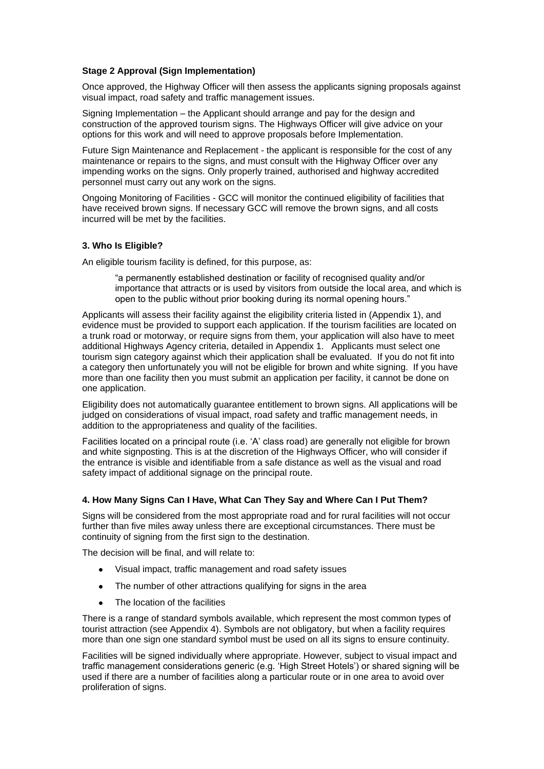**Stage 2 Approval (Sign Implementation)**

Once approved, the Highway Officer will then assess the applicants signing proposals against visual impact, road safety and traffic management issues.

Signing Implementation – the Applicant should arrange and pay for the design and construction of the approved tourism signs. The Highways Officer will give advice on your options for this work and will need to approve proposals before Implementation.

Future Sign Maintenance and Replacement - the applicant is responsible for the cost of any maintenance or repairs to the signs, and must consult with the Highway Officer over any impending works on the signs. Only properly trained, authorised and highway accredited personnel must carry out any work on the signs.

Ongoing Monitoring of Facilities - GCC will monitor the continued eligibility of facilities that have received brown signs. If necessary GCC will remove the brown signs, and all costs incurred will be met by the facilities.

## 3. Who Is Eligible?

An eligible tourism facility is defined, for this purpose, as:

> "a permanently established destination or facility of recognised quality and/or importance that attracts or is used by visitors from outside the local area, and which is open to the public without prior booking during its normal opening hours."

Applicants will assess their facility against the eligibility criteria listed in (Appendix 1), and evidence must be provided to support each application. If the tourism facilities are located on a trunk road or motorway, or require signs from them, your application will also have to meet additional Highways Agency criteria, detailed in Appendix 1. Applicants must select one tourism sign category against which their application shall be evaluated. If you do not fit into a category then unfortunately you will not be eligible for brown and white signing. If you have more than one facility then you must submit an application per facility, it cannot be done on one application.

Eligibility does not automatically guarantee entitlement to brown signs. All applications will be judged on considerations of visual impact, road safety and traffic management needs, in addition to the appropriateness and quality of the facilities.

Facilities located on a principal route (i.e. 'A' class road) are generally not eligible for brown and white signposting. This is at the discretion of the Highways Officer, who will consider if the entrance is visible and identifiable from a safe distance as well as the visual and road safety impact of additional signage on the principal route.

## 4. How Many Signs Can I Have, What Can They Say and Where Can I Put Them?

Signs will be considered from the most appropriate road and for rural facilities will not occur further than five miles away unless there are exceptional circumstances. There must be continuity of signing from the first sign to the destination.

The decision will be final, and will relate to:

- Visual impact, traffic management and road safety issues
- The number of other attractions qualifying for signs in the area
- The location of the facilities

There is a range of standard symbols available, which represent the most common types of tourist attraction (see Appendix 4). Symbols are not obligatory, but when a facility requires more than one sign one standard symbol must be used on all its signs to ensure continuity.

Facilities will be signed individually where appropriate. However, subject to visual impact and traffic management considerations generic (e.g. 'High Street Hotels') or shared signing will be used if there are a number of facilities along a particular route or in one area to avoid over proliferation of signs.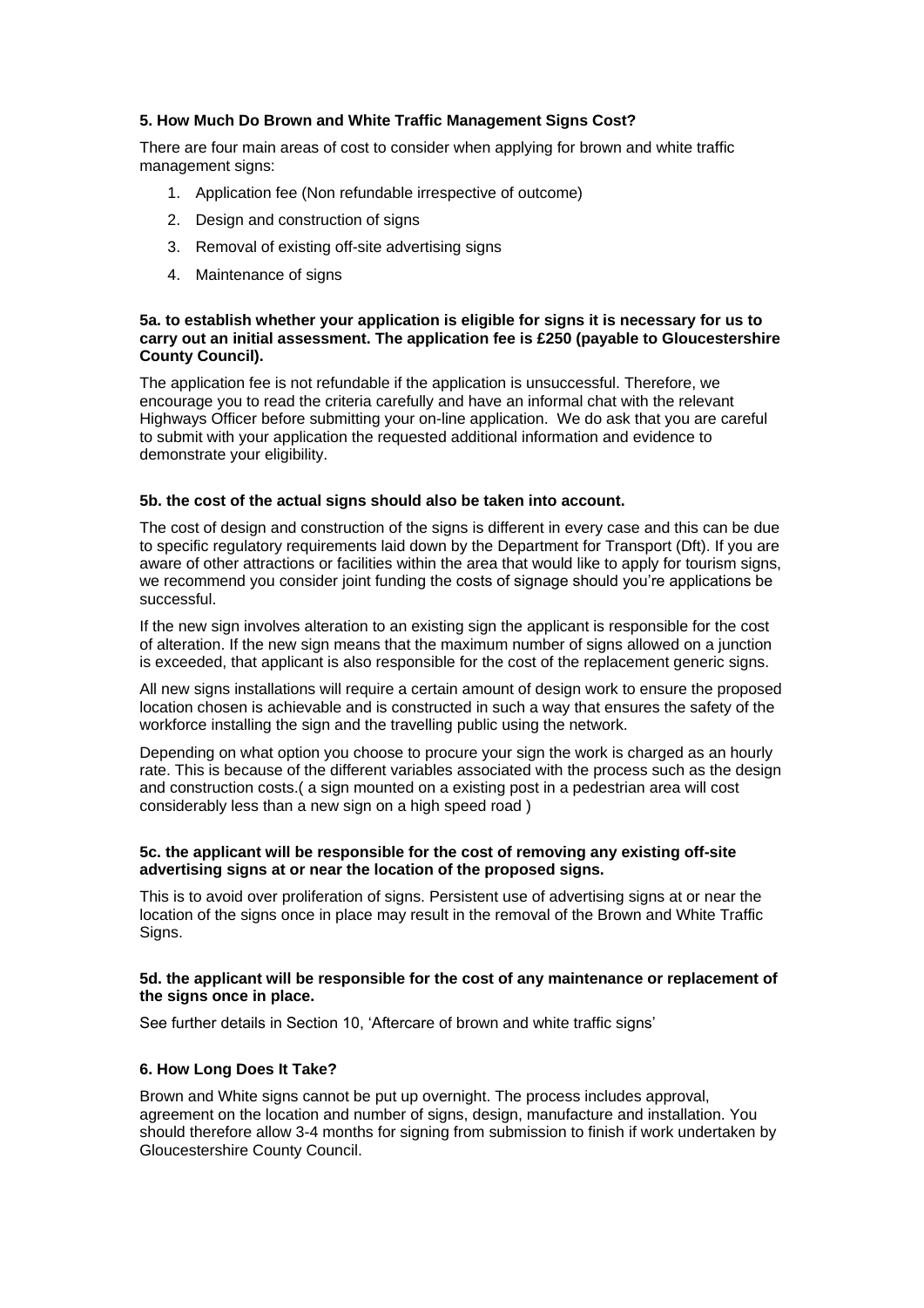## 5. How Much Do Brown and White Traffic Management Signs Cost?

There are four main areas of cost to consider when applying for brown and white traffic management signs:

1. Application fee (Non refundable irrespective of outcome)
2. Design and construction of signs
3. Removal of existing off-site advertising signs
4. Maintenance of signs

**5a. to establish whether your application is eligible for signs it is necessary for us to carry out an initial assessment. The application fee is £250 (payable to Gloucestershire County Council).**

The application fee is not refundable if the application is unsuccessful. Therefore, we encourage you to read the criteria carefully and have an informal chat with the relevant Highways Officer before submitting your on-line application. We do ask that you are careful to submit with your application the requested additional information and evidence to demonstrate your eligibility.

**5b. the cost of the actual signs should also be taken into account.**

The cost of design and construction of the signs is different in every case and this can be due to specific regulatory requirements laid down by the Department for Transport (Dft). If you are aware of other attractions or facilities within the area that would like to apply for tourism signs, we recommend you consider joint funding the costs of signage should you're applications be successful.

If the new sign involves alteration to an existing sign the applicant is responsible for the cost of alteration. If the new sign means that the maximum number of signs allowed on a junction is exceeded, that applicant is also responsible for the cost of the replacement generic signs.

All new signs installations will require a certain amount of design work to ensure the proposed location chosen is achievable and is constructed in such a way that ensures the safety of the workforce installing the sign and the travelling public using the network.

Depending on what option you choose to procure your sign the work is charged as an hourly rate. This is because of the different variables associated with the process such as the design and construction costs.( a sign mounted on a existing post in a pedestrian area will cost considerably less than a new sign on a high speed road )

**5c. the applicant will be responsible for the cost of removing any existing off-site advertising signs at or near the location of the proposed signs.**

This is to avoid over proliferation of signs. Persistent use of advertising signs at or near the location of the signs once in place may result in the removal of the Brown and White Traffic Signs.

**5d. the applicant will be responsible for the cost of any maintenance or replacement of the signs once in place.**

See further details in Section 10, 'Aftercare of brown and white traffic signs'

## 6. How Long Does It Take?

Brown and White signs cannot be put up overnight. The process includes approval, agreement on the location and number of signs, design, manufacture and installation. You should therefore allow 3-4 months for signing from submission to finish if work undertaken by Gloucestershire County Council.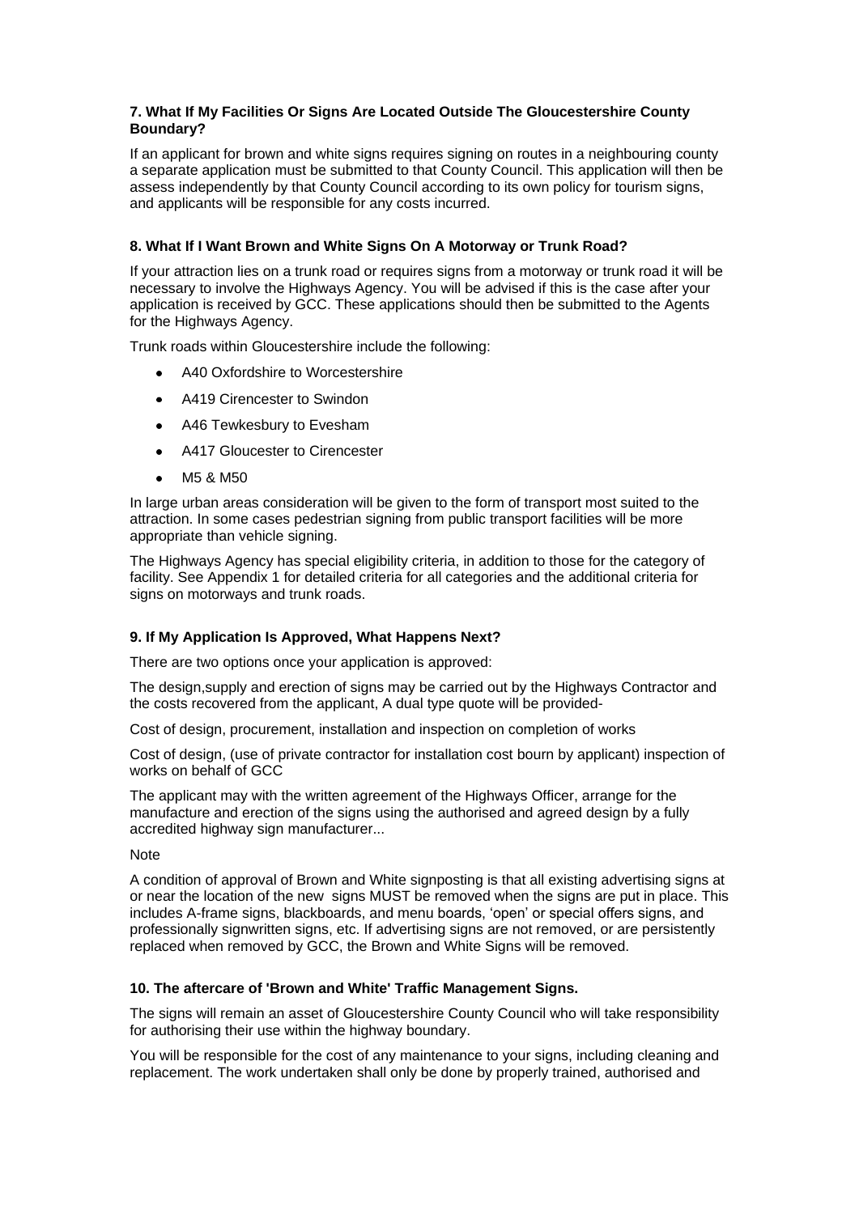### 7. What If My Facilities Or Signs Are Located Outside The Gloucestershire County Boundary?

If an applicant for brown and white signs requires signing on routes in a neighbouring county a separate application must be submitted to that County Council. This application will then be assess independently by that County Council according to its own policy for tourism signs, and applicants will be responsible for any costs incurred.

### 8. What If I Want Brown and White Signs On A Motorway or Trunk Road?

If your attraction lies on a trunk road or requires signs from a motorway or trunk road it will be necessary to involve the Highways Agency. You will be advised if this is the case after your application is received by GCC. These applications should then be submitted to the Agents for the Highways Agency.

Trunk roads within Gloucestershire include the following:

- A40 Oxfordshire to Worcestershire
- A419 Cirencester to Swindon
- A46 Tewkesbury to Evesham
- A417 Gloucester to Cirencester
- M5 & M50

In large urban areas consideration will be given to the form of transport most suited to the attraction. In some cases pedestrian signing from public transport facilities will be more appropriate than vehicle signing.

The Highways Agency has special eligibility criteria, in addition to those for the category of facility. See Appendix 1 for detailed criteria for all categories and the additional criteria for signs on motorways and trunk roads.

### 9. If My Application Is Approved, What Happens Next?

There are two options once your application is approved:

The design,supply and erection of signs may be carried out by the Highways Contractor and the costs recovered from the applicant, A dual type quote will be provided-

Cost of design, procurement, installation and inspection on completion of works

Cost of design, (use of private contractor for installation cost bourn by applicant) inspection of works on behalf of GCC

The applicant may with the written agreement of the Highways Officer, arrange for the manufacture and erection of the signs using the authorised and agreed design by a fully accredited highway sign manufacturer...

Note

A condition of approval of Brown and White signposting is that all existing advertising signs at or near the location of the new signs MUST be removed when the signs are put in place. This includes A-frame signs, blackboards, and menu boards, 'open' or special offers signs, and professionally signwritten signs, etc. If advertising signs are not removed, or are persistently replaced when removed by GCC, the Brown and White Signs will be removed.

### 10. The aftercare of 'Brown and White' Traffic Management Signs.

The signs will remain an asset of Gloucestershire County Council who will take responsibility for authorising their use within the highway boundary.

You will be responsible for the cost of any maintenance to your signs, including cleaning and replacement. The work undertaken shall only be done by properly trained, authorised and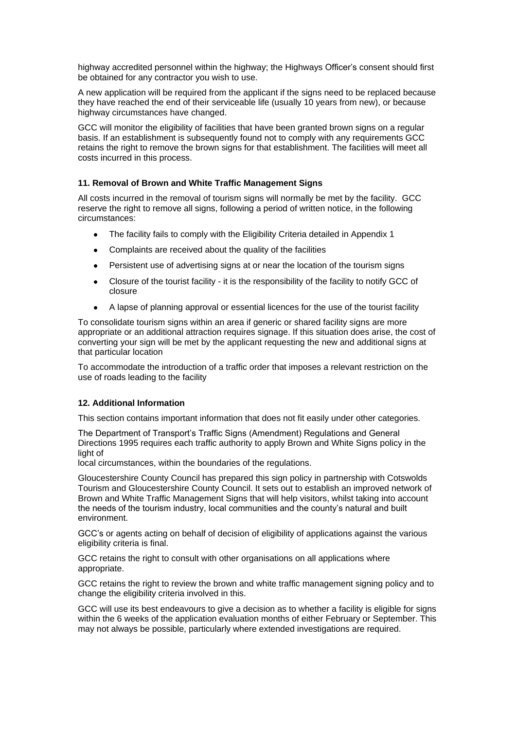highway accredited personnel within the highway; the Highways Officer's consent should first be obtained for any contractor you wish to use.

A new application will be required from the applicant if the signs need to be replaced because they have reached the end of their serviceable life (usually 10 years from new), or because highway circumstances have changed.

GCC will monitor the eligibility of facilities that have been granted brown signs on a regular basis. If an establishment is subsequently found not to comply with any requirements GCC retains the right to remove the brown signs for that establishment. The facilities will meet all costs incurred in this process.

### 11. Removal of Brown and White Traffic Management Signs

All costs incurred in the removal of tourism signs will normally be met by the facility. GCC reserve the right to remove all signs, following a period of written notice, in the following circumstances:

- The facility fails to comply with the Eligibility Criteria detailed in Appendix 1
- Complaints are received about the quality of the facilities
- Persistent use of advertising signs at or near the location of the tourism signs
- Closure of the tourist facility - it is the responsibility of the facility to notify GCC of closure
- A lapse of planning approval or essential licences for the use of the tourist facility

To consolidate tourism signs within an area if generic or shared facility signs are more appropriate or an additional attraction requires signage. If this situation does arise, the cost of converting your sign will be met by the applicant requesting the new and additional signs at that particular location

To accommodate the introduction of a traffic order that imposes a relevant restriction on the use of roads leading to the facility

### 12. Additional Information

This section contains important information that does not fit easily under other categories.

The Department of Transport's Traffic Signs (Amendment) Regulations and General Directions 1995 requires each traffic authority to apply Brown and White Signs policy in the light of
local circumstances, within the boundaries of the regulations.

Gloucestershire County Council has prepared this sign policy in partnership with Cotswolds Tourism and Gloucestershire County Council. It sets out to establish an improved network of Brown and White Traffic Management Signs that will help visitors, whilst taking into account the needs of the tourism industry, local communities and the county's natural and built environment.

GCC's or agents acting on behalf of decision of eligibility of applications against the various eligibility criteria is final.

GCC retains the right to consult with other organisations on all applications where appropriate.

GCC retains the right to review the brown and white traffic management signing policy and to change the eligibility criteria involved in this.

GCC will use its best endeavours to give a decision as to whether a facility is eligible for signs within the 6 weeks of the application evaluation months of either February or September. This may not always be possible, particularly where extended investigations are required.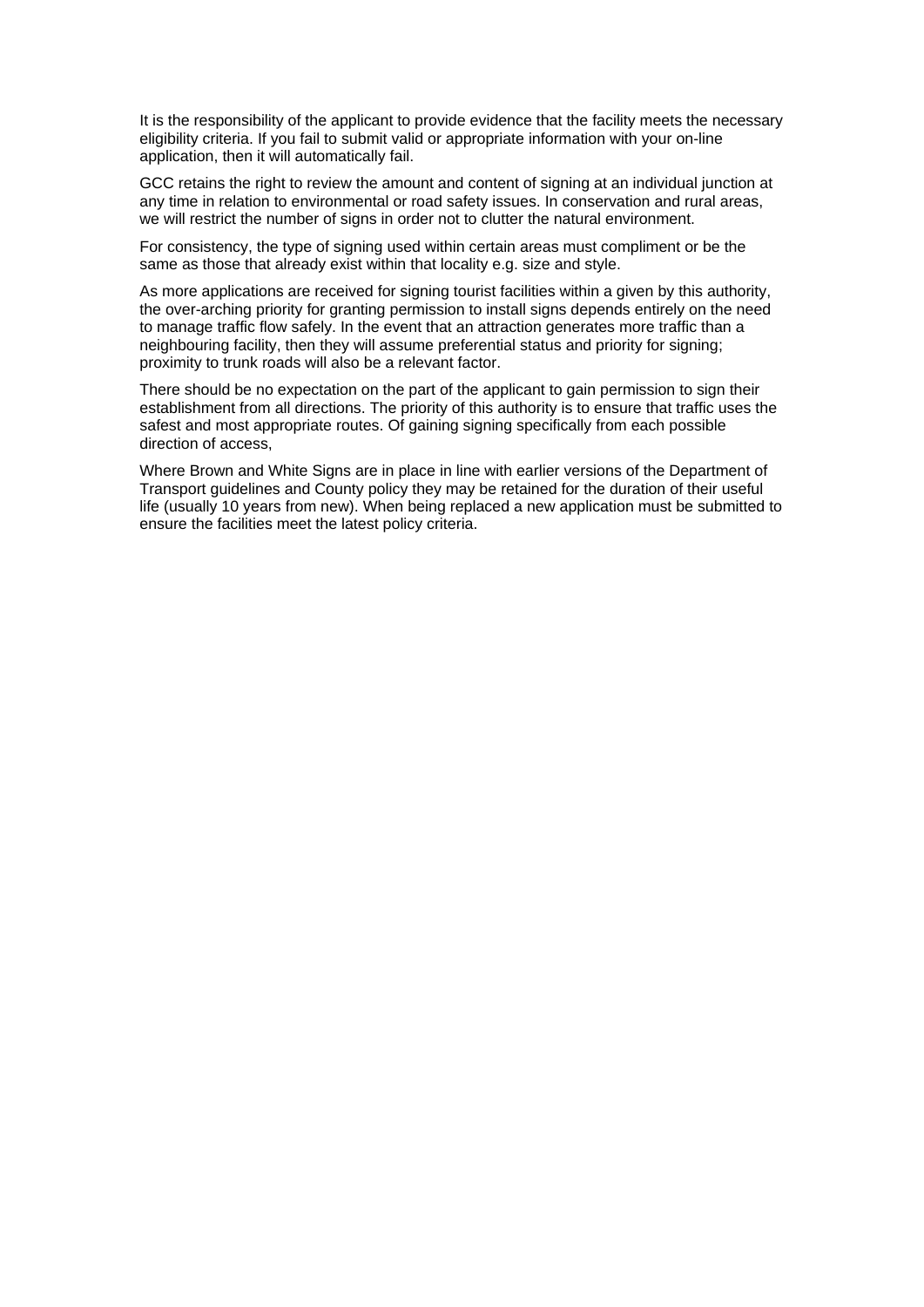It is the responsibility of the applicant to provide evidence that the facility meets the necessary eligibility criteria. If you fail to submit valid or appropriate information with your on-line application, then it will automatically fail.

GCC retains the right to review the amount and content of signing at an individual junction at any time in relation to environmental or road safety issues. In conservation and rural areas, we will restrict the number of signs in order not to clutter the natural environment.

For consistency, the type of signing used within certain areas must compliment or be the same as those that already exist within that locality e.g. size and style.

As more applications are received for signing tourist facilities within a given by this authority, the over-arching priority for granting permission to install signs depends entirely on the need to manage traffic flow safely. In the event that an attraction generates more traffic than a neighbouring facility, then they will assume preferential status and priority for signing; proximity to trunk roads will also be a relevant factor.

There should be no expectation on the part of the applicant to gain permission to sign their establishment from all directions. The priority of this authority is to ensure that traffic uses the safest and most appropriate routes. Of gaining signing specifically from each possible direction of access,

Where Brown and White Signs are in place in line with earlier versions of the Department of Transport guidelines and County policy they may be retained for the duration of their useful life (usually 10 years from new). When being replaced a new application must be submitted to ensure the facilities meet the latest policy criteria.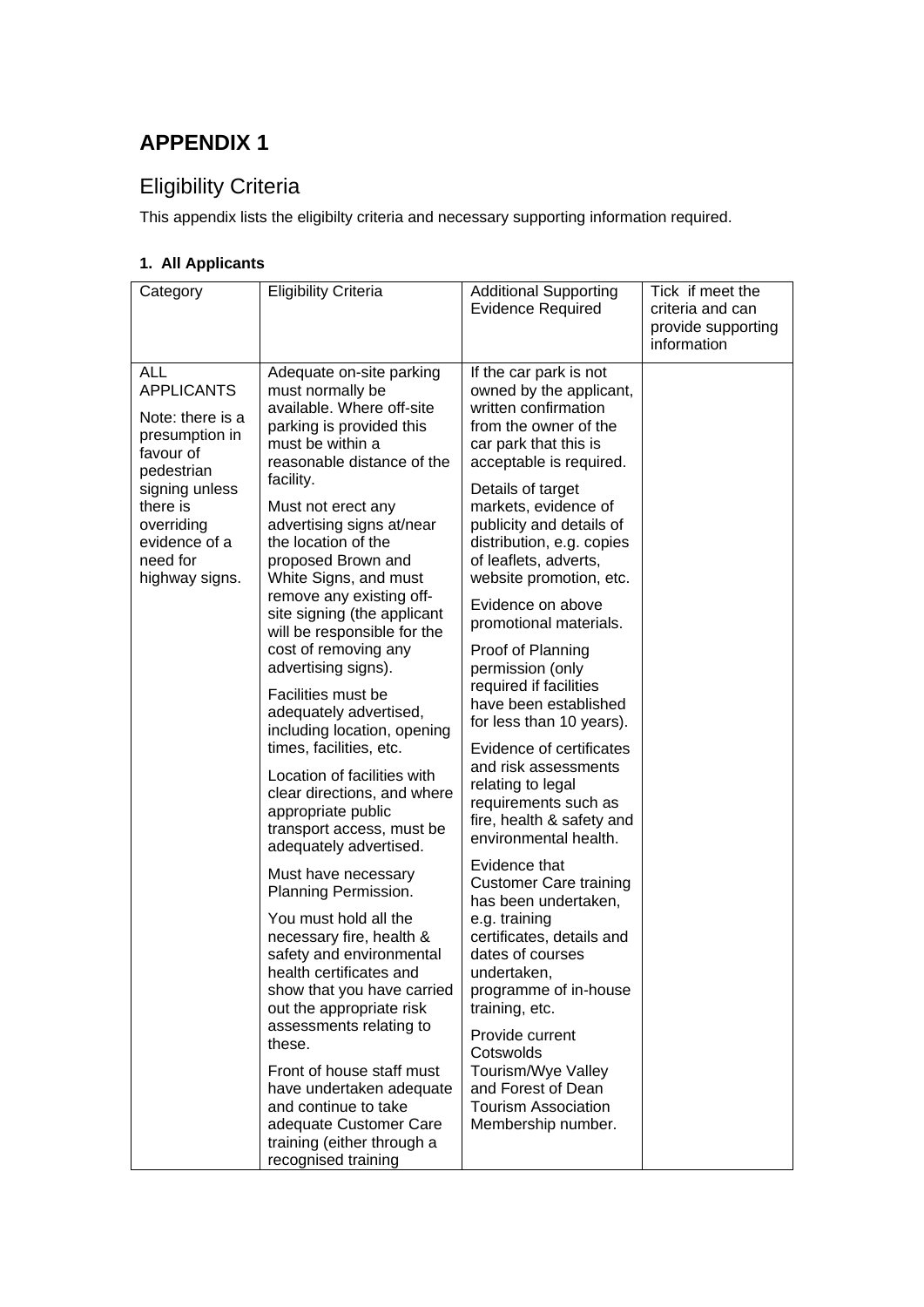# APPENDIX 1

## Eligibility Criteria

This appendix lists the eligibilty criteria and necessary supporting information required.

### 1. All Applicants

| Category | Eligibility Criteria | Additional Supporting Evidence Required | Tick if meet the criteria and can provide supporting information |
|---|---|---|---|
| ALL APPLICANTS<br><br>Note: there is a presumption in favour of pedestrian signing unless there is overriding evidence of a need for highway signs. | Adequate on-site parking must normally be available. Where off-site parking is provided this must be within a reasonable distance of the facility.<br><br>Must not erect any advertising signs at/near the location of the proposed Brown and White Signs, and must remove any existing off-site signing (the applicant will be responsible for the cost of removing any advertising signs).<br><br>Facilities must be adequately advertised, including location, opening times, facilities, etc.<br><br>Location of facilities with clear directions, and where appropriate public transport access, must be adequately advertised.<br><br>Must have necessary Planning Permission.<br><br>You must hold all the necessary fire, health & safety and environmental health certificates and show that you have carried out the appropriate risk assessments relating to these.<br><br>Front of house staff must have undertaken adequate and continue to take adequate Customer Care training (either through a recognised training | If the car park is not owned by the applicant, written confirmation from the owner of the car park that this is acceptable is required.<br><br>Details of target markets, evidence of publicity and details of distribution, e.g. copies of leaflets, adverts, website promotion, etc.<br><br>Evidence on above promotional materials.<br><br>Proof of Planning permission (only required if facilities have been established for less than 10 years).<br><br>Evidence of certificates and risk assessments relating to legal requirements such as fire, health & safety and environmental health.<br><br>Evidence that Customer Care training has been undertaken, e.g. training certificates, details and dates of courses undertaken, programme of in-house training, etc.<br><br>Provide current Cotswolds Tourism/Wye Valley and Forest of Dean Tourism Association Membership number. | |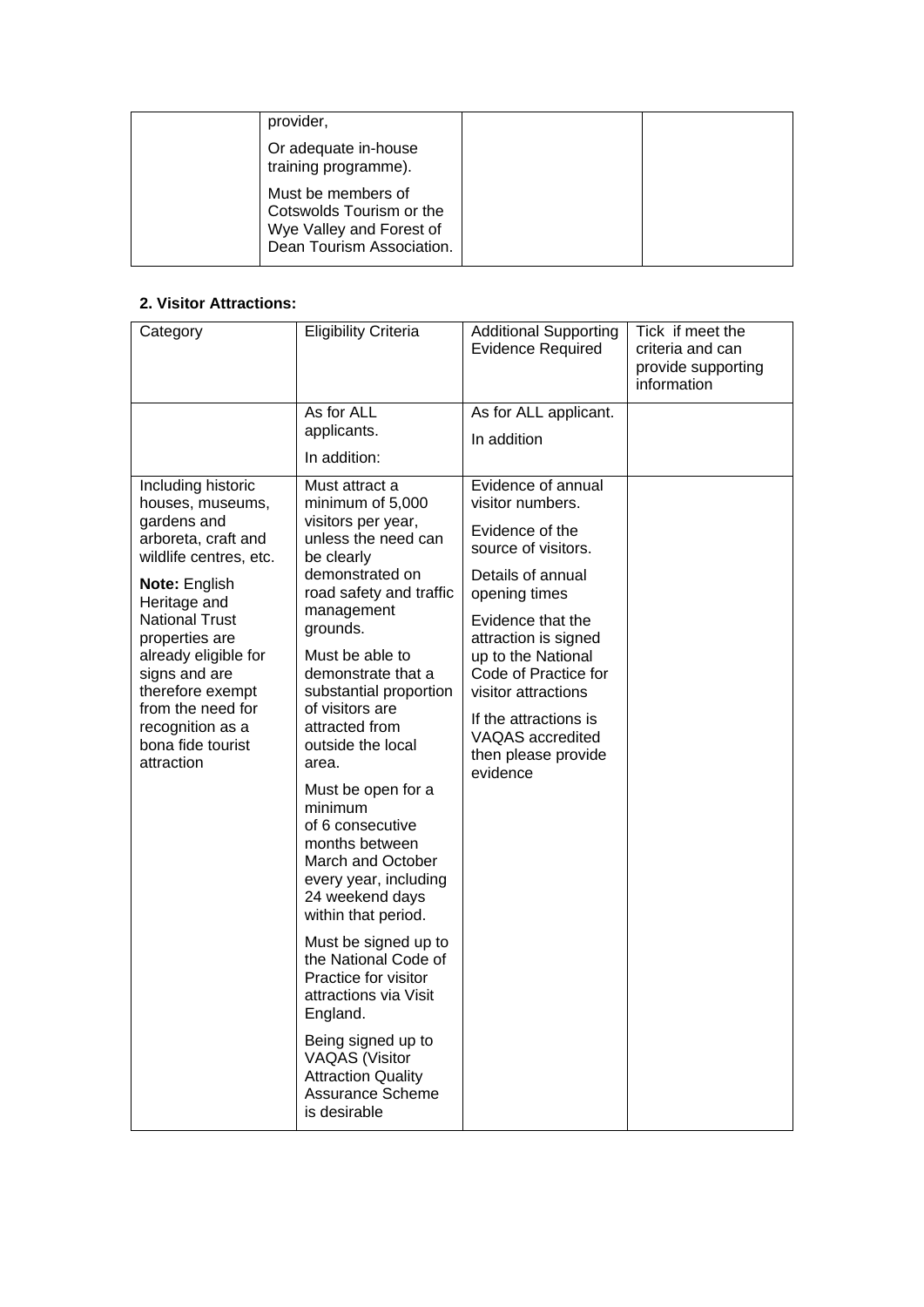| | provider,<br><br>Or adequate in-house training programme).<br><br>Must be members of Cotswolds Tourism or the Wye Valley and Forest of Dean Tourism Association. | | |
|---|---|---|---|

**2. Visitor Attractions:**

| Category | Eligibility Criteria | Additional Supporting Evidence Required | Tick if meet the criteria and can provide supporting information |
|---|---|---|---|
| | As for ALL applicants.<br><br>In addition: | As for ALL applicant.<br><br>In addition | |
| Including historic houses, museums, gardens and arboreta, craft and wildlife centres, etc.<br><br>**Note:** English Heritage and National Trust properties are already eligible for signs and are therefore exempt from the need for recognition as a bona fide tourist attraction | Must attract a minimum of 5,000 visitors per year, unless the need can be clearly demonstrated on road safety and traffic management grounds.<br><br>Must be able to demonstrate that a substantial proportion of visitors are attracted from outside the local area.<br><br>Must be open for a minimum of 6 consecutive months between March and October every year, including 24 weekend days within that period.<br><br>Must be signed up to the National Code of Practice for visitor attractions via Visit England.<br><br>Being signed up to VAQAS (Visitor Attraction Quality Assurance Scheme is desirable | Evidence of annual visitor numbers.<br><br>Evidence of the source of visitors.<br><br>Details of annual opening times<br><br>Evidence that the attraction is signed up to the National Code of Practice for visitor attractions<br><br>If the attractions is VAQAS accredited then please provide evidence | |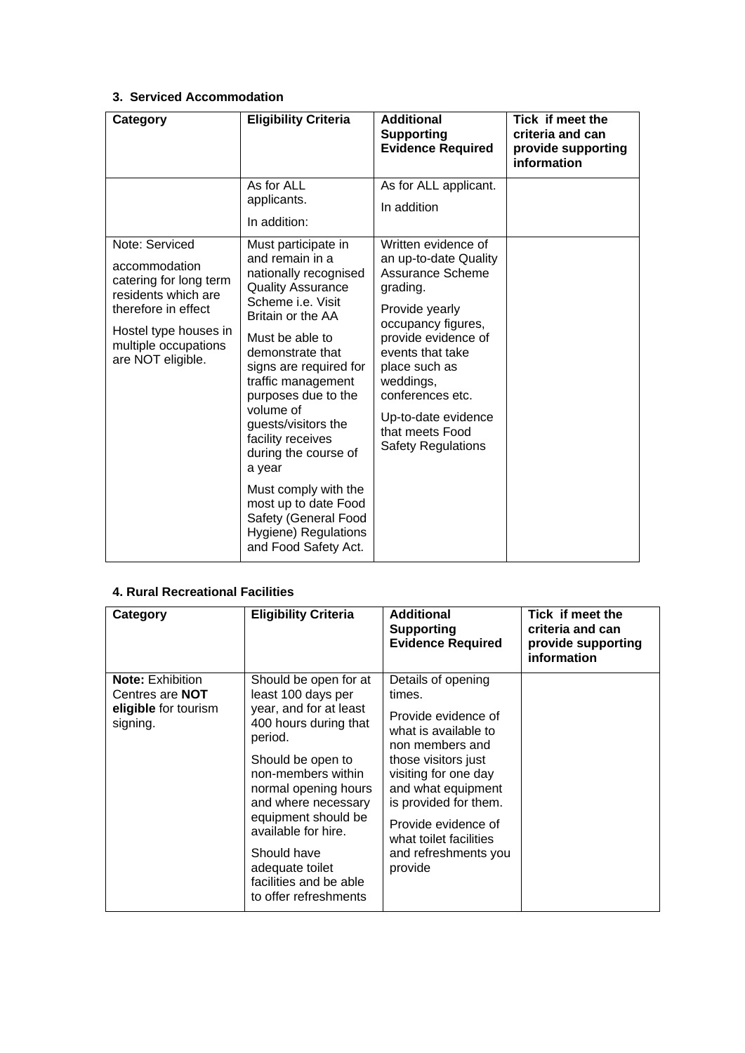### 3. Serviced Accommodation

| Category | Eligibility Criteria | Additional Supporting Evidence Required | Tick if meet the criteria and can provide supporting information |
|---|---|---|---|
| | As for ALL applicants.<br><br>In addition: | As for ALL applicant.<br><br>In addition | |
| Note: Serviced accommodation catering for long term residents which are therefore in effect<br><br>Hostel type houses in multiple occupations are NOT eligible. | Must participate in and remain in a nationally recognised Quality Assurance Scheme i.e. Visit Britain or the AA<br><br>Must be able to demonstrate that signs are required for traffic management purposes due to the volume of guests/visitors the facility receives during the course of a year<br><br>Must comply with the most up to date Food Safety (General Food Hygiene) Regulations and Food Safety Act. | Written evidence of an up-to-date Quality Assurance Scheme grading.<br><br>Provide yearly occupancy figures, provide evidence of events that take place such as weddings, conferences etc.<br><br>Up-to-date evidence that meets Food Safety Regulations | |

### 4. Rural Recreational Facilities

| Category | Eligibility Criteria | Additional Supporting Evidence Required | Tick if meet the criteria and can provide supporting information |
|---|---|---|---|
| **Note:** Exhibition Centres are **NOT eligible** for tourism signing. | Should be open for at least 100 days per year, and for at least 400 hours during that period.<br><br>Should be open to non-members within normal opening hours and where necessary equipment should be available for hire.<br><br>Should have adequate toilet facilities and be able to offer refreshments | Details of opening times.<br><br>Provide evidence of what is available to non members and those visitors just visiting for one day and what equipment is provided for them.<br><br>Provide evidence of what toilet facilities and refreshments you provide | |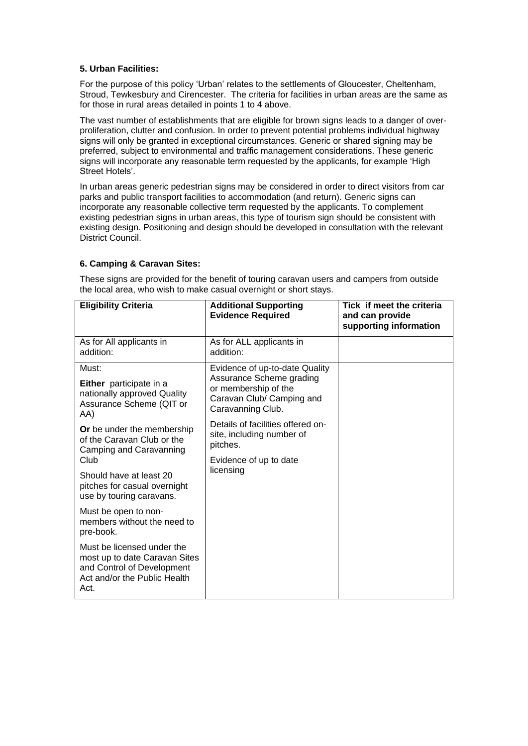### 5. Urban Facilities:

For the purpose of this policy 'Urban' relates to the settlements of Gloucester, Cheltenham, Stroud, Tewkesbury and Cirencester. The criteria for facilities in urban areas are the same as for those in rural areas detailed in points 1 to 4 above.

The vast number of establishments that are eligible for brown signs leads to a danger of over-proliferation, clutter and confusion. In order to prevent potential problems individual highway signs will only be granted in exceptional circumstances. Generic or shared signing may be preferred, subject to environmental and traffic management considerations. These generic signs will incorporate any reasonable term requested by the applicants, for example 'High Street Hotels'.

In urban areas generic pedestrian signs may be considered in order to direct visitors from car parks and public transport facilities to accommodation (and return). Generic signs can incorporate any reasonable collective term requested by the applicants. To complement existing pedestrian signs in urban areas, this type of tourism sign should be consistent with existing design. Positioning and design should be developed in consultation with the relevant District Council.

### 6. Camping & Caravan Sites:

These signs are provided for the benefit of touring caravan users and campers from outside the local area, who wish to make casual overnight or short stays.

| Eligibility Criteria | Additional Supporting Evidence Required | Tick if meet the criteria and can provide supporting information |
|---|---|---|
| As for All applicants in addition: | As for ALL applicants in addition: | |
| Must:<br><br>**Either** participate in a nationally approved Quality Assurance Scheme (QIT or AA)<br><br>**Or** be under the membership of the Caravan Club or the Camping and Caravanning Club<br><br>Should have at least 20 pitches for casual overnight use by touring caravans.<br><br>Must be open to non-members without the need to pre-book.<br><br>Must be licensed under the most up to date Caravan Sites and Control of Development Act and/or the Public Health Act. | Evidence of up-to-date Quality Assurance Scheme grading or membership of the Caravan Club/ Camping and Caravanning Club.<br><br>Details of facilities offered on-site, including number of pitches.<br><br>Evidence of up to date licensing | |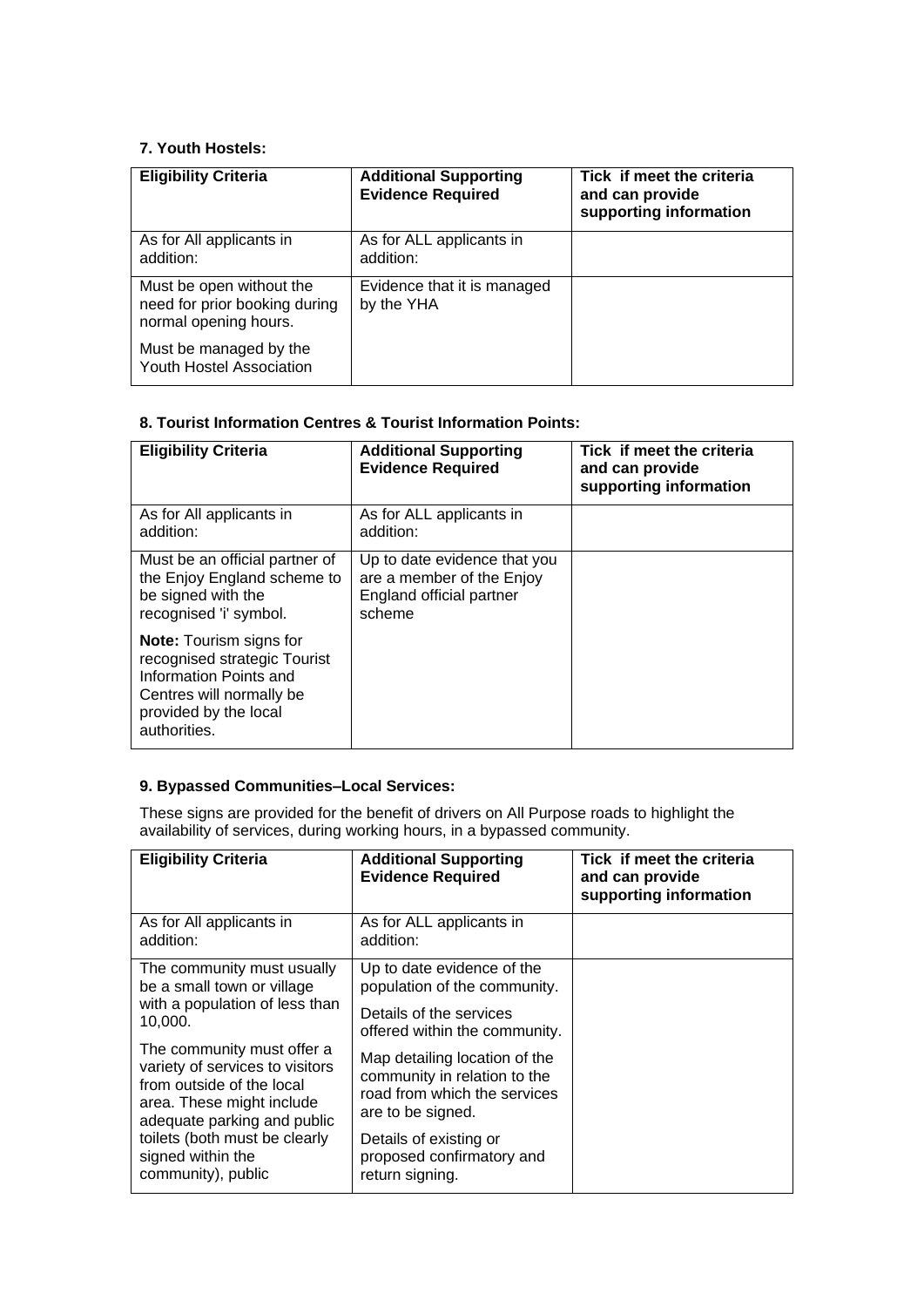**7. Youth Hostels:**

| Eligibility Criteria | Additional Supporting Evidence Required | Tick if meet the criteria and can provide supporting information |
|---|---|---|
| As for All applicants in addition: | As for ALL applicants in addition: | |
| Must be open without the need for prior booking during normal opening hours.<br><br>Must be managed by the Youth Hostel Association | Evidence that it is managed by the YHA | |

**8. Tourist Information Centres & Tourist Information Points:**

| Eligibility Criteria | Additional Supporting Evidence Required | Tick if meet the criteria and can provide supporting information |
|---|---|---|
| As for All applicants in addition: | As for ALL applicants in addition: | |
| Must be an official partner of the Enjoy England scheme to be signed with the recognised 'i' symbol.<br><br>**Note:** Tourism signs for recognised strategic Tourist Information Points and Centres will normally be provided by the local authorities. | Up to date evidence that you are a member of the Enjoy England official partner scheme | |

**9. Bypassed Communities–Local Services:**

These signs are provided for the benefit of drivers on All Purpose roads to highlight the availability of services, during working hours, in a bypassed community.

| Eligibility Criteria | Additional Supporting Evidence Required | Tick if meet the criteria and can provide supporting information |
|---|---|---|
| As for All applicants in addition: | As for ALL applicants in addition: | |
| The community must usually be a small town or village with a population of less than 10,000.<br><br>The community must offer a variety of services to visitors from outside of the local area. These might include adequate parking and public toilets (both must be clearly signed within the community), public | Up to date evidence of the population of the community.<br><br>Details of the services offered within the community.<br><br>Map detailing location of the community in relation to the road from which the services are to be signed.<br><br>Details of existing or proposed confirmatory and return signing. | |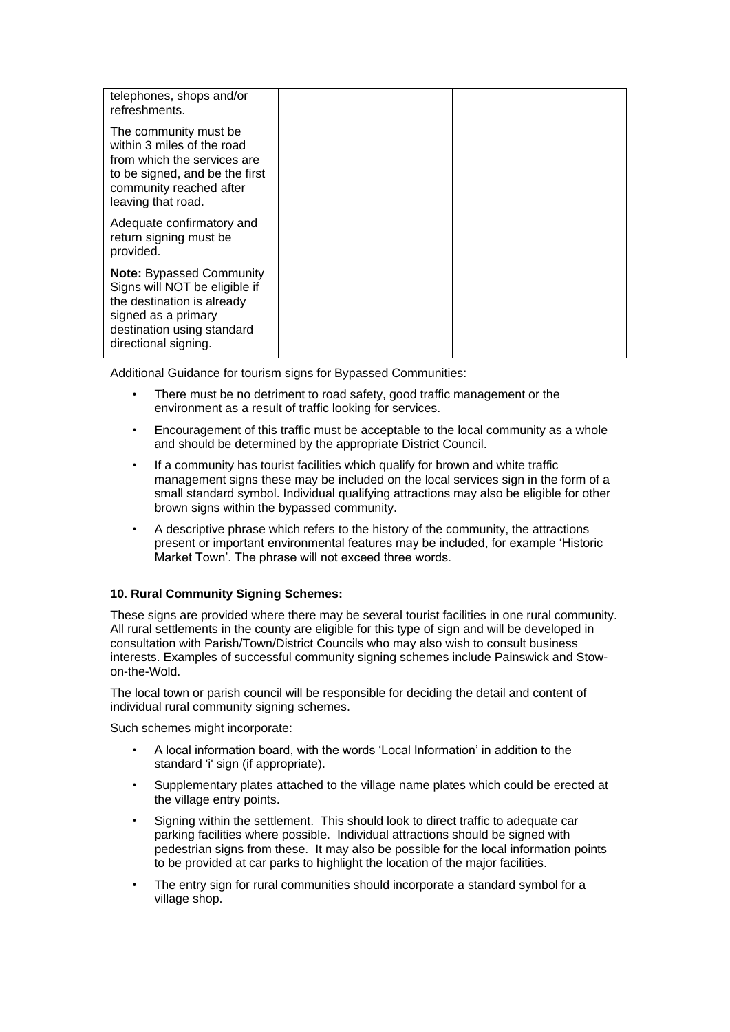| | | |
|---|---|---|
| telephones, shops and/or refreshments.<br><br>The community must be within 3 miles of the road from which the services are to be signed, and be the first community reached after leaving that road.<br><br>Adequate confirmatory and return signing must be provided.<br><br>**Note:** Bypassed Community Signs will NOT be eligible if the destination is already signed as a primary destination using standard directional signing. | | |

Additional Guidance for tourism signs for Bypassed Communities:

- There must be no detriment to road safety, good traffic management or the environment as a result of traffic looking for services.
- Encouragement of this traffic must be acceptable to the local community as a whole and should be determined by the appropriate District Council.
- If a community has tourist facilities which qualify for brown and white traffic management signs these may be included on the local services sign in the form of a small standard symbol. Individual qualifying attractions may also be eligible for other brown signs within the bypassed community.
- A descriptive phrase which refers to the history of the community, the attractions present or important environmental features may be included, for example 'Historic Market Town'. The phrase will not exceed three words.

**10. Rural Community Signing Schemes:**

These signs are provided where there may be several tourist facilities in one rural community. All rural settlements in the county are eligible for this type of sign and will be developed in consultation with Parish/Town/District Councils who may also wish to consult business interests. Examples of successful community signing schemes include Painswick and Stow-on-the-Wold.

The local town or parish council will be responsible for deciding the detail and content of individual rural community signing schemes.

Such schemes might incorporate:

- A local information board, with the words 'Local Information' in addition to the standard 'i' sign (if appropriate).
- Supplementary plates attached to the village name plates which could be erected at the village entry points.
- Signing within the settlement. This should look to direct traffic to adequate car parking facilities where possible. Individual attractions should be signed with pedestrian signs from these. It may also be possible for the local information points to be provided at car parks to highlight the location of the major facilities.
- The entry sign for rural communities should incorporate a standard symbol for a village shop.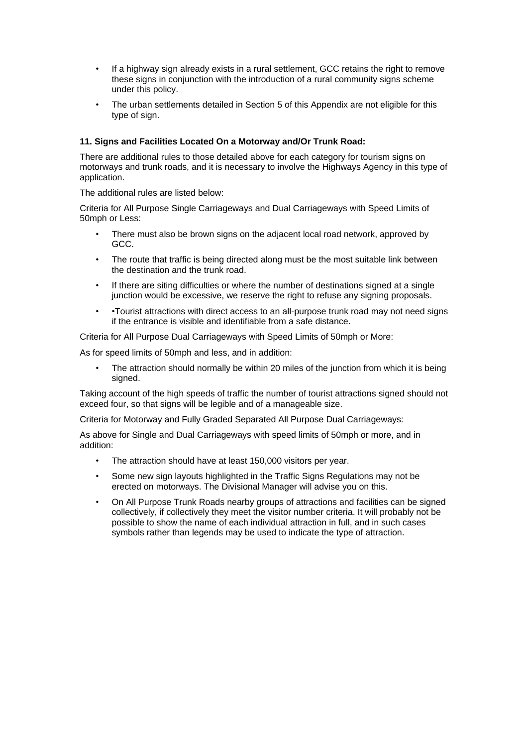- If a highway sign already exists in a rural settlement, GCC retains the right to remove these signs in conjunction with the introduction of a rural community signs scheme under this policy.
- The urban settlements detailed in Section 5 of this Appendix are not eligible for this type of sign.

**11. Signs and Facilities Located On a Motorway and/Or Trunk Road:**

There are additional rules to those detailed above for each category for tourism signs on motorways and trunk roads, and it is necessary to involve the Highways Agency in this type of application.

The additional rules are listed below:

Criteria for All Purpose Single Carriageways and Dual Carriageways with Speed Limits of 50mph or Less:

- There must also be brown signs on the adjacent local road network, approved by GCC.
- The route that traffic is being directed along must be the most suitable link between the destination and the trunk road.
- If there are siting difficulties or where the number of destinations signed at a single junction would be excessive, we reserve the right to refuse any signing proposals.
- •Tourist attractions with direct access to an all-purpose trunk road may not need signs if the entrance is visible and identifiable from a safe distance.

Criteria for All Purpose Dual Carriageways with Speed Limits of 50mph or More:

As for speed limits of 50mph and less, and in addition:

- The attraction should normally be within 20 miles of the junction from which it is being signed.

Taking account of the high speeds of traffic the number of tourist attractions signed should not exceed four, so that signs will be legible and of a manageable size.

Criteria for Motorway and Fully Graded Separated All Purpose Dual Carriageways:

As above for Single and Dual Carriageways with speed limits of 50mph or more, and in addition:

- The attraction should have at least 150,000 visitors per year.
- Some new sign layouts highlighted in the Traffic Signs Regulations may not be erected on motorways. The Divisional Manager will advise you on this.
- On All Purpose Trunk Roads nearby groups of attractions and facilities can be signed collectively, if collectively they meet the visitor number criteria. It will probably not be possible to show the name of each individual attraction in full, and in such cases symbols rather than legends may be used to indicate the type of attraction.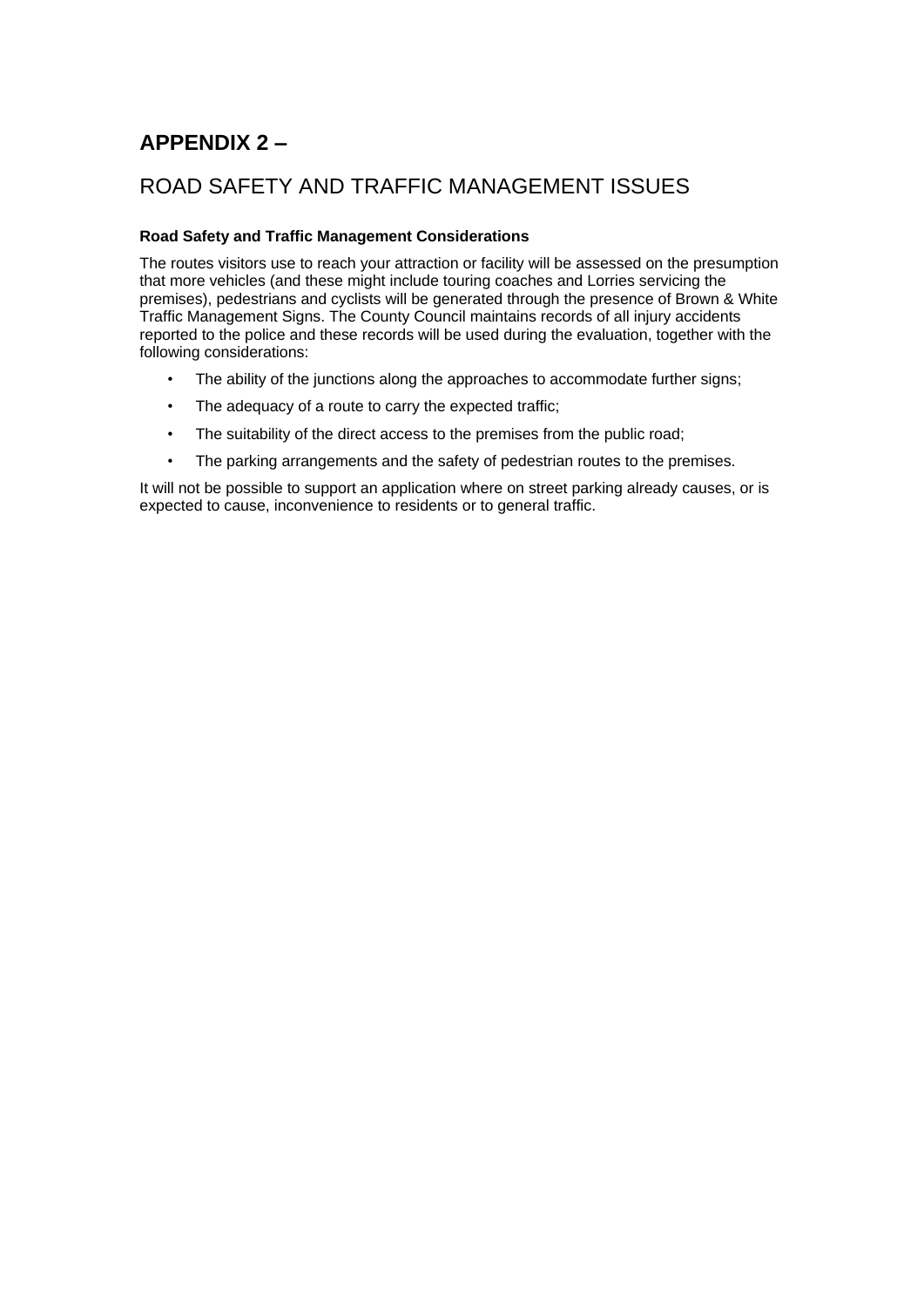# APPENDIX 2 –

## ROAD SAFETY AND TRAFFIC MANAGEMENT ISSUES

**Road Safety and Traffic Management Considerations**

The routes visitors use to reach your attraction or facility will be assessed on the presumption that more vehicles (and these might include touring coaches and Lorries servicing the premises), pedestrians and cyclists will be generated through the presence of Brown & White Traffic Management Signs. The County Council maintains records of all injury accidents reported to the police and these records will be used during the evaluation, together with the following considerations:

- The ability of the junctions along the approaches to accommodate further signs;
- The adequacy of a route to carry the expected traffic;
- The suitability of the direct access to the premises from the public road;
- The parking arrangements and the safety of pedestrian routes to the premises.

It will not be possible to support an application where on street parking already causes, or is expected to cause, inconvenience to residents or to general traffic.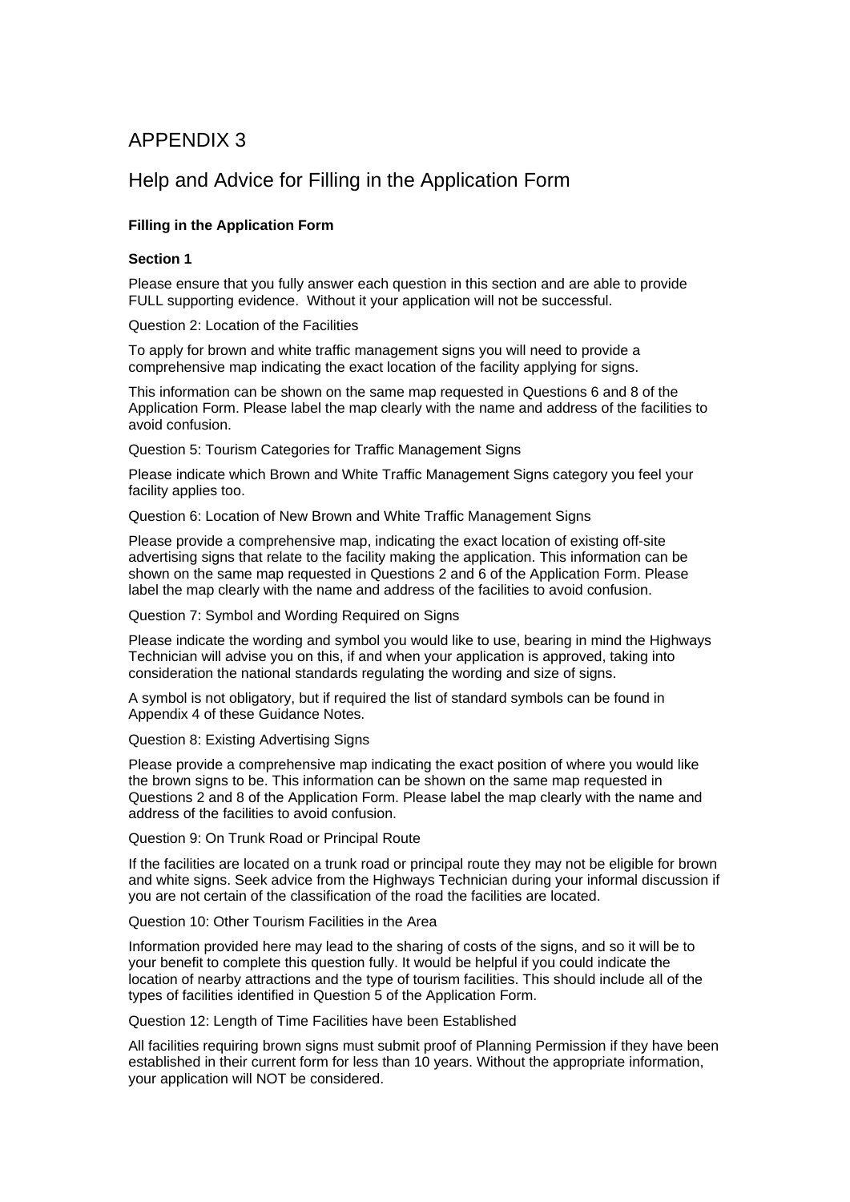# APPENDIX 3

## Help and Advice for Filling in the Application Form

**Filling in the Application Form**

**Section 1**

Please ensure that you fully answer each question in this section and are able to provide FULL supporting evidence. Without it your application will not be successful.

Question 2: Location of the Facilities

To apply for brown and white traffic management signs you will need to provide a comprehensive map indicating the exact location of the facility applying for signs.

This information can be shown on the same map requested in Questions 6 and 8 of the Application Form. Please label the map clearly with the name and address of the facilities to avoid confusion.

Question 5: Tourism Categories for Traffic Management Signs

Please indicate which Brown and White Traffic Management Signs category you feel your facility applies too.

Question 6: Location of New Brown and White Traffic Management Signs

Please provide a comprehensive map, indicating the exact location of existing off-site advertising signs that relate to the facility making the application. This information can be shown on the same map requested in Questions 2 and 6 of the Application Form. Please label the map clearly with the name and address of the facilities to avoid confusion.

Question 7: Symbol and Wording Required on Signs

Please indicate the wording and symbol you would like to use, bearing in mind the Highways Technician will advise you on this, if and when your application is approved, taking into consideration the national standards regulating the wording and size of signs.

A symbol is not obligatory, but if required the list of standard symbols can be found in Appendix 4 of these Guidance Notes.

Question 8: Existing Advertising Signs

Please provide a comprehensive map indicating the exact position of where you would like the brown signs to be. This information can be shown on the same map requested in Questions 2 and 8 of the Application Form. Please label the map clearly with the name and address of the facilities to avoid confusion.

Question 9: On Trunk Road or Principal Route

If the facilities are located on a trunk road or principal route they may not be eligible for brown and white signs. Seek advice from the Highways Technician during your informal discussion if you are not certain of the classification of the road the facilities are located.

Question 10: Other Tourism Facilities in the Area

Information provided here may lead to the sharing of costs of the signs, and so it will be to your benefit to complete this question fully. It would be helpful if you could indicate the location of nearby attractions and the type of tourism facilities. This should include all of the types of facilities identified in Question 5 of the Application Form.

Question 12: Length of Time Facilities have been Established

All facilities requiring brown signs must submit proof of Planning Permission if they have been established in their current form for less than 10 years. Without the appropriate information, your application will NOT be considered.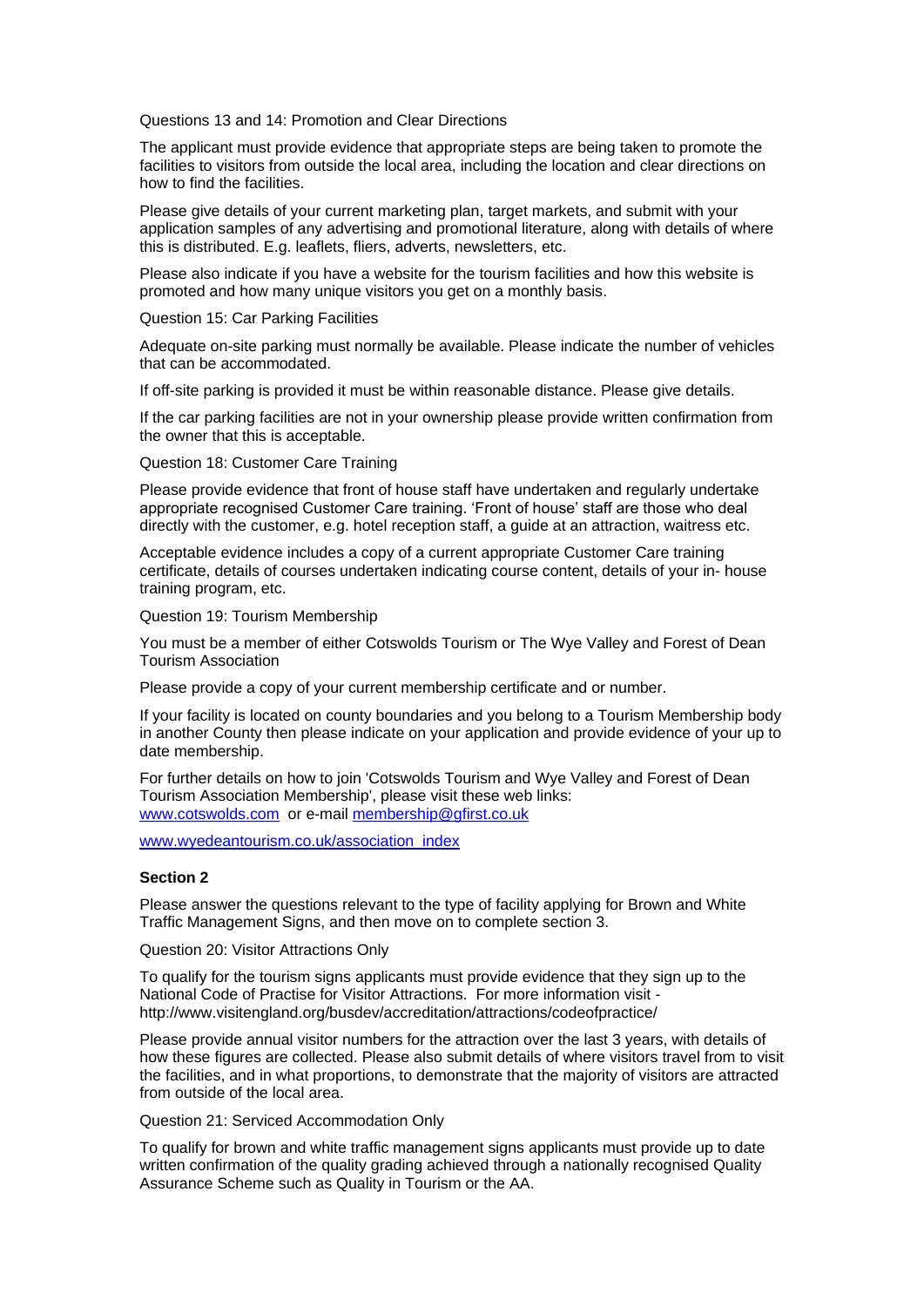Questions 13 and 14: Promotion and Clear Directions

The applicant must provide evidence that appropriate steps are being taken to promote the facilities to visitors from outside the local area, including the location and clear directions on how to find the facilities.

Please give details of your current marketing plan, target markets, and submit with your application samples of any advertising and promotional literature, along with details of where this is distributed. E.g. leaflets, fliers, adverts, newsletters, etc.

Please also indicate if you have a website for the tourism facilities and how this website is promoted and how many unique visitors you get on a monthly basis.

Question 15: Car Parking Facilities

Adequate on-site parking must normally be available. Please indicate the number of vehicles that can be accommodated.

If off-site parking is provided it must be within reasonable distance. Please give details.

If the car parking facilities are not in your ownership please provide written confirmation from the owner that this is acceptable.

Question 18: Customer Care Training

Please provide evidence that front of house staff have undertaken and regularly undertake appropriate recognised Customer Care training. 'Front of house' staff are those who deal directly with the customer, e.g. hotel reception staff, a guide at an attraction, waitress etc.

Acceptable evidence includes a copy of a current appropriate Customer Care training certificate, details of courses undertaken indicating course content, details of your in- house training program, etc.

Question 19: Tourism Membership

You must be a member of either Cotswolds Tourism or The Wye Valley and Forest of Dean Tourism Association

Please provide a copy of your current membership certificate and or number.

If your facility is located on county boundaries and you belong to a Tourism Membership body in another County then please indicate on your application and provide evidence of your up to date membership.

For further details on how to join 'Cotswolds Tourism and Wye Valley and Forest of Dean Tourism Association Membership', please visit these web links: www.cotswolds.com or e-mail membership@gfirst.co.uk

www.wyedeantourism.co.uk/association_index

**Section 2**

Please answer the questions relevant to the type of facility applying for Brown and White Traffic Management Signs, and then move on to complete section 3.

Question 20: Visitor Attractions Only

To qualify for the tourism signs applicants must provide evidence that they sign up to the National Code of Practise for Visitor Attractions. For more information visit - http://www.visitengland.org/busdev/accreditation/attractions/codeofpractice/

Please provide annual visitor numbers for the attraction over the last 3 years, with details of how these figures are collected. Please also submit details of where visitors travel from to visit the facilities, and in what proportions, to demonstrate that the majority of visitors are attracted from outside of the local area.

Question 21: Serviced Accommodation Only

To qualify for brown and white traffic management signs applicants must provide up to date written confirmation of the quality grading achieved through a nationally recognised Quality Assurance Scheme such as Quality in Tourism or the AA.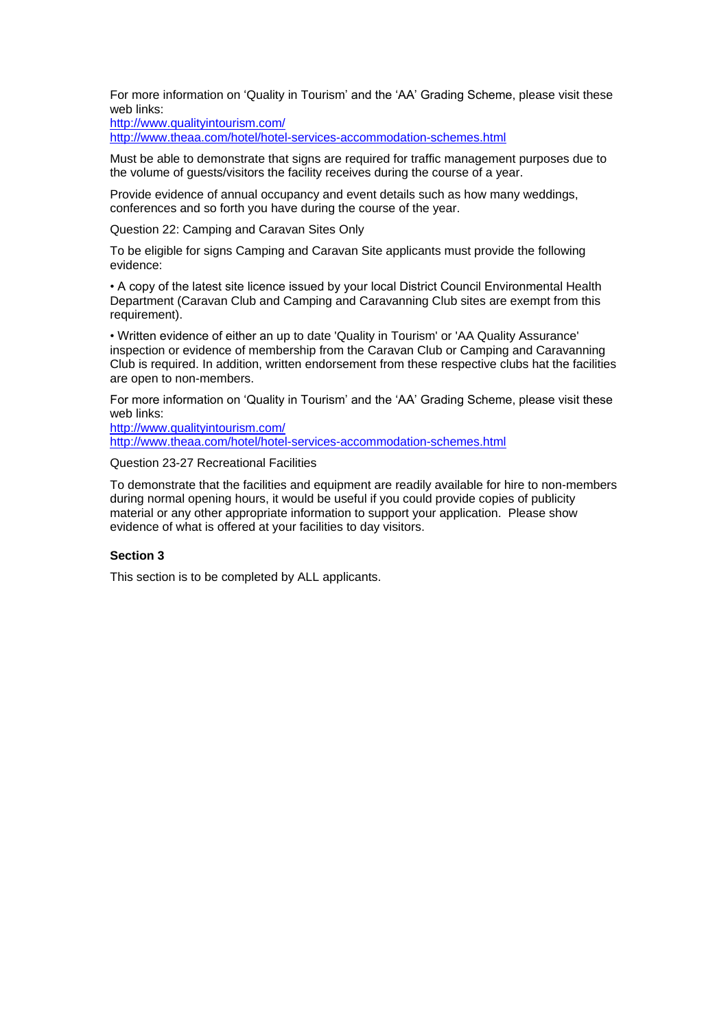For more information on 'Quality in Tourism' and the 'AA' Grading Scheme, please visit these web links:
http://www.qualityintourism.com/
http://www.theaa.com/hotel/hotel-services-accommodation-schemes.html

Must be able to demonstrate that signs are required for traffic management purposes due to the volume of guests/visitors the facility receives during the course of a year.

Provide evidence of annual occupancy and event details such as how many weddings, conferences and so forth you have during the course of the year.

Question 22: Camping and Caravan Sites Only

To be eligible for signs Camping and Caravan Site applicants must provide the following evidence:

• A copy of the latest site licence issued by your local District Council Environmental Health Department (Caravan Club and Camping and Caravanning Club sites are exempt from this requirement).

• Written evidence of either an up to date 'Quality in Tourism' or 'AA Quality Assurance' inspection or evidence of membership from the Caravan Club or Camping and Caravanning Club is required. In addition, written endorsement from these respective clubs hat the facilities are open to non-members.

For more information on 'Quality in Tourism' and the 'AA' Grading Scheme, please visit these web links:
http://www.qualityintourism.com/
http://www.theaa.com/hotel/hotel-services-accommodation-schemes.html

Question 23-27 Recreational Facilities

To demonstrate that the facilities and equipment are readily available for hire to non-members during normal opening hours, it would be useful if you could provide copies of publicity material or any other appropriate information to support your application. Please show evidence of what is offered at your facilities to day visitors.

**Section 3**

This section is to be completed by ALL applicants.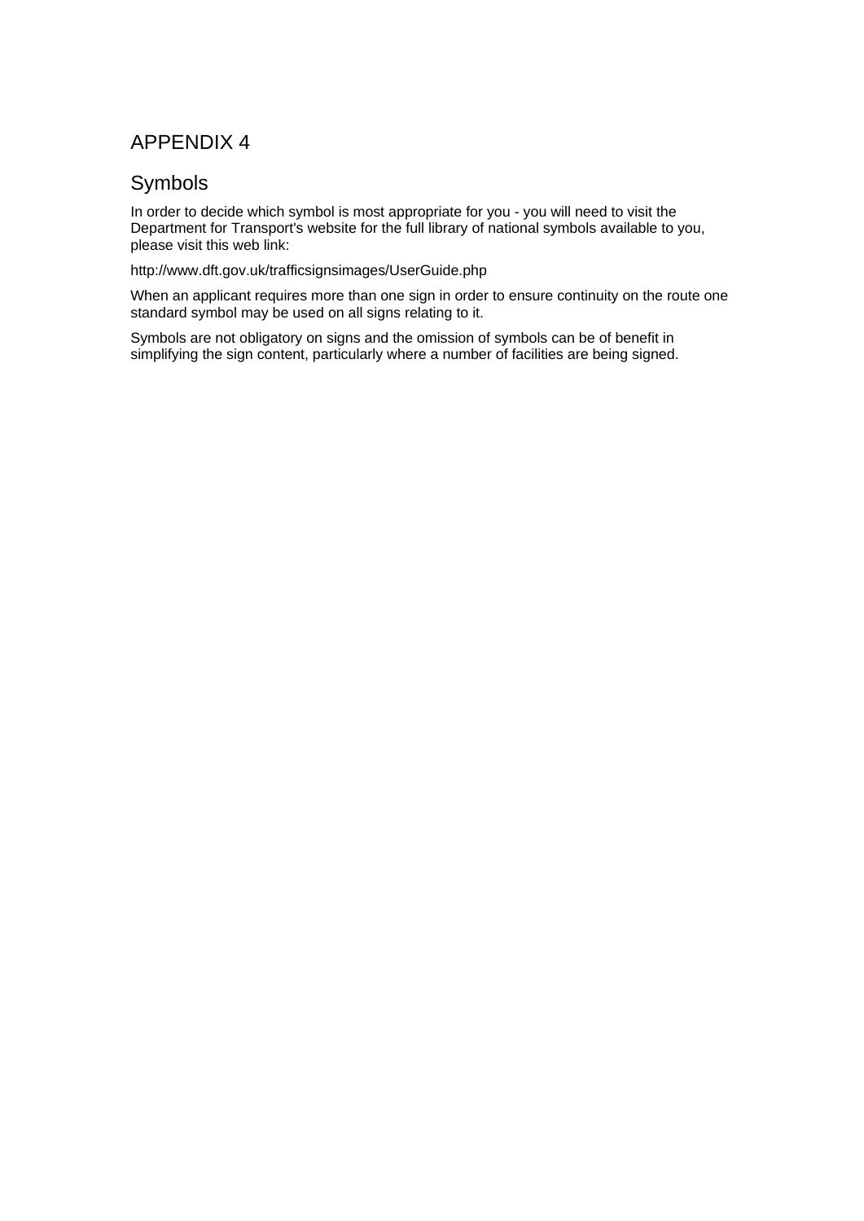# APPENDIX 4

## Symbols

In order to decide which symbol is most appropriate for you - you will need to visit the Department for Transport's website for the full library of national symbols available to you, please visit this web link:

http://www.dft.gov.uk/trafficsignsimages/UserGuide.php

When an applicant requires more than one sign in order to ensure continuity on the route one standard symbol may be used on all signs relating to it.

Symbols are not obligatory on signs and the omission of symbols can be of benefit in simplifying the sign content, particularly where a number of facilities are being signed.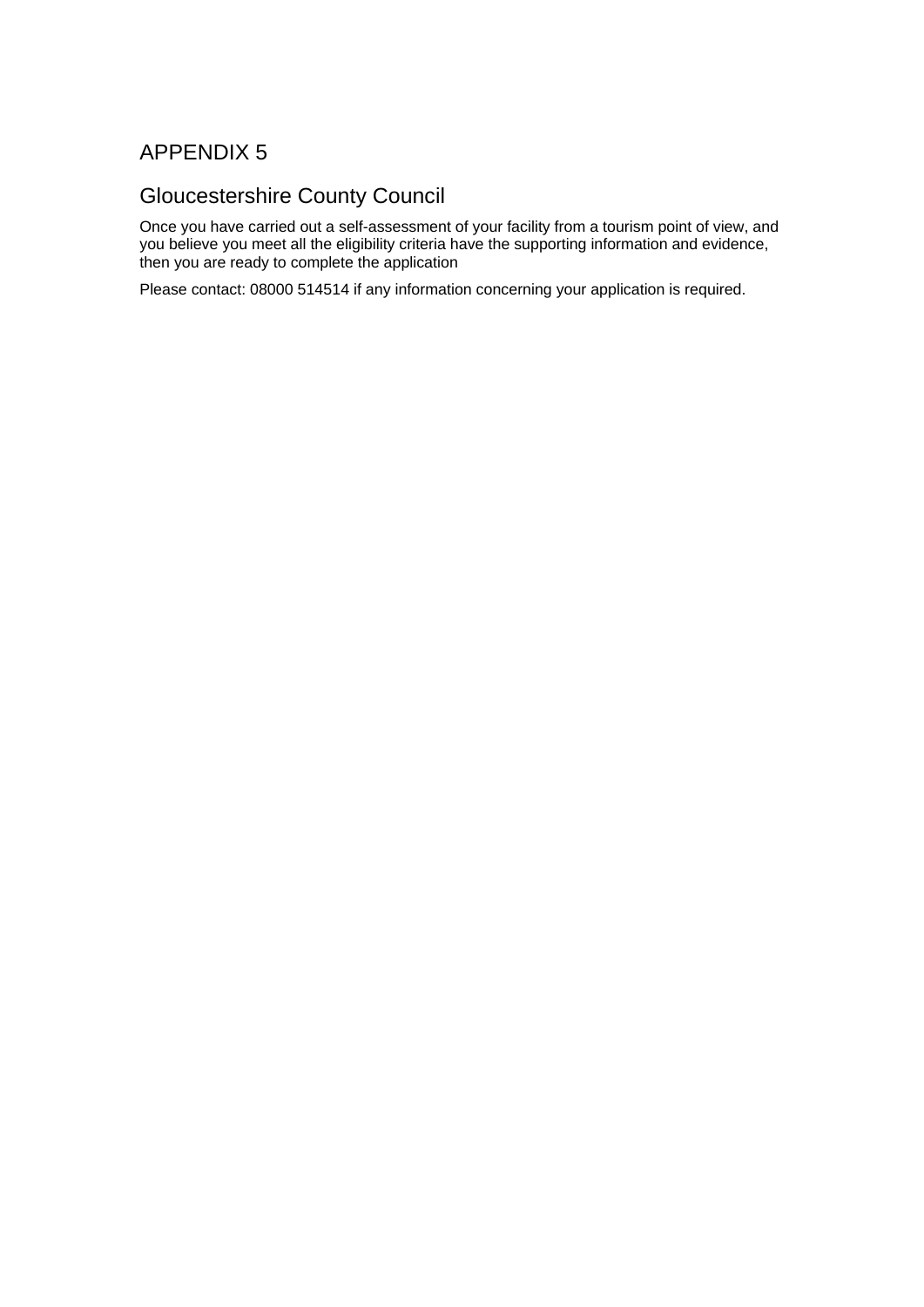## APPENDIX 5

## Gloucestershire County Council

Once you have carried out a self-assessment of your facility from a tourism point of view, and you believe you meet all the eligibility criteria have the supporting information and evidence, then you are ready to complete the application

Please contact: 08000 514514 if any information concerning your application is required.